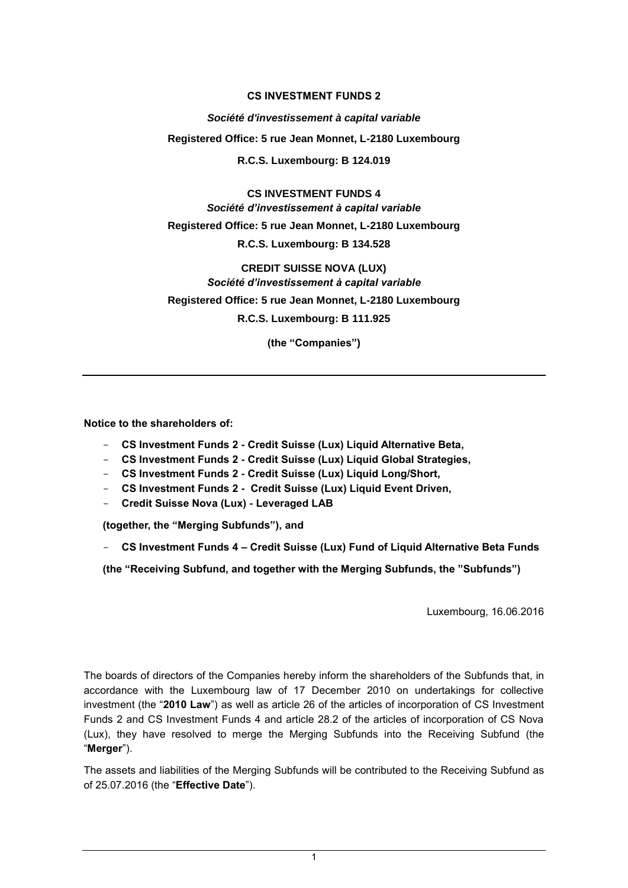**CS INVESTMENT FUNDS 2**

***Société d'investissement à capital variable***

**Registered Office: 5 rue Jean Monnet, L-2180 Luxembourg**

**R.C.S. Luxembourg: B 124.019**

**CS INVESTMENT FUNDS 4**

***Société d'investissement à capital variable***

**Registered Office: 5 rue Jean Monnet, L-2180 Luxembourg**

**R.C.S. Luxembourg: B 134.528**

**CREDIT SUISSE NOVA (LUX)**

***Société d'investissement à capital variable***

**Registered Office: 5 rue Jean Monnet, L-2180 Luxembourg**

**R.C.S. Luxembourg: B 111.925**

**(the "Companies")**

---

**Notice to the shareholders of:**

- **CS Investment Funds 2 - Credit Suisse (Lux) Liquid Alternative Beta,**
- **CS Investment Funds 2 - Credit Suisse (Lux) Liquid Global Strategies,**
- **CS Investment Funds 2 - Credit Suisse (Lux) Liquid Long/Short,**
- **CS Investment Funds 2 - Credit Suisse (Lux) Liquid Event Driven,**
- **Credit Suisse Nova (Lux) - Leveraged LAB**

**(together, the "Merging Subfunds"), and**

- **CS Investment Funds 4 – Credit Suisse (Lux) Fund of Liquid Alternative Beta Funds**

**(the "Receiving Subfund, and together with the Merging Subfunds, the "Subfunds")**

Luxembourg, 16.06.2016

The boards of directors of the Companies hereby inform the shareholders of the Subfunds that, in accordance with the Luxembourg law of 17 December 2010 on undertakings for collective investment (the "**2010 Law**") as well as article 26 of the articles of incorporation of CS Investment Funds 2 and CS Investment Funds 4 and article 28.2 of the articles of incorporation of CS Nova (Lux), they have resolved to merge the Merging Subfunds into the Receiving Subfund (the "**Merger**").

The assets and liabilities of the Merging Subfunds will be contributed to the Receiving Subfund as of 25.07.2016 (the "**Effective Date**").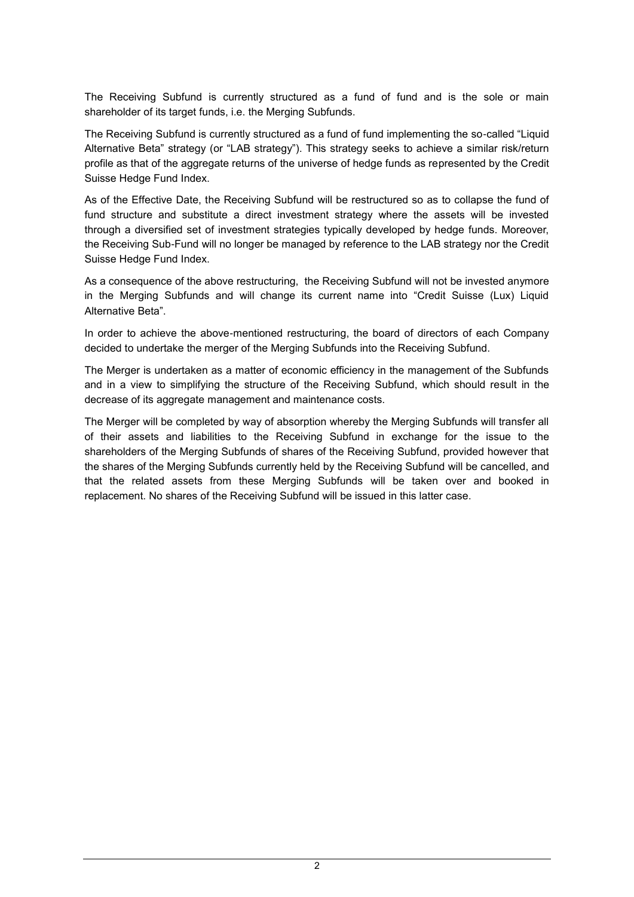The Receiving Subfund is currently structured as a fund of fund and is the sole or main shareholder of its target funds, i.e. the Merging Subfunds.

The Receiving Subfund is currently structured as a fund of fund implementing the so-called "Liquid Alternative Beta" strategy (or "LAB strategy"). This strategy seeks to achieve a similar risk/return profile as that of the aggregate returns of the universe of hedge funds as represented by the Credit Suisse Hedge Fund Index.

As of the Effective Date, the Receiving Subfund will be restructured so as to collapse the fund of fund structure and substitute a direct investment strategy where the assets will be invested through a diversified set of investment strategies typically developed by hedge funds. Moreover, the Receiving Sub-Fund will no longer be managed by reference to the LAB strategy nor the Credit Suisse Hedge Fund Index.

As a consequence of the above restructuring, the Receiving Subfund will not be invested anymore in the Merging Subfunds and will change its current name into "Credit Suisse (Lux) Liquid Alternative Beta".

In order to achieve the above-mentioned restructuring, the board of directors of each Company decided to undertake the merger of the Merging Subfunds into the Receiving Subfund.

The Merger is undertaken as a matter of economic efficiency in the management of the Subfunds and in a view to simplifying the structure of the Receiving Subfund, which should result in the decrease of its aggregate management and maintenance costs.

The Merger will be completed by way of absorption whereby the Merging Subfunds will transfer all of their assets and liabilities to the Receiving Subfund in exchange for the issue to the shareholders of the Merging Subfunds of shares of the Receiving Subfund, provided however that the shares of the Merging Subfunds currently held by the Receiving Subfund will be cancelled, and that the related assets from these Merging Subfunds will be taken over and booked in replacement. No shares of the Receiving Subfund will be issued in this latter case.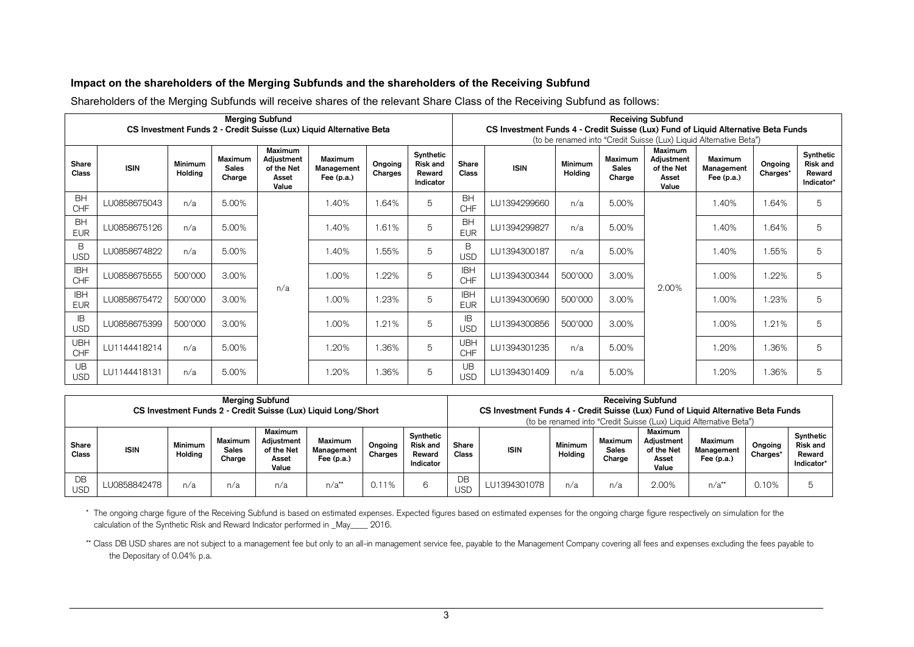### Impact on the shareholders of the Merging Subfunds and the shareholders of the Receiving Subfund

Shareholders of the Merging Subfunds will receive shares of the relevant Share Class of the Receiving Subfund as follows:

| Merging Subfund CS Investment Funds 2 - Credit Suisse (Lux) Liquid Alternative Beta | | | | | | | | Receiving Subfund CS Investment Funds 4 - Credit Suisse (Lux) Fund of Liquid Alternative Beta Funds (to be renamed into "Credit Suisse (Lux) Liquid Alternative Beta") | | | | | | | |
|---|---|---|---|---|---|---|---|---|---|---|---|---|---|---|---|
| **Share Class** | **ISIN** | **Minimum Holding** | **Maximum Sales Charge** | **Maximum Adjustment of the Net Asset Value** | **Maximum Management Fee (p.a.)** | **Ongoing Charges** | **Synthetic Risk and Reward Indicator** | **Share Class** | **ISIN** | **Minimum Holding** | **Maximum Sales Charge** | **Maximum Adjustment of the Net Asset Value** | **Maximum Management Fee (p.a.)** | **Ongoing Charges*** | **Synthetic Risk and Reward Indicator*** |
| BH CHF | LU0858675043 | n/a | 5.00% | n/a | 1.40% | 1.64% | 5 | BH CHF | LU1394299660 | n/a | 5.00% | 2.00% | 1.40% | 1.64% | 5 |
| BH EUR | LU0858675126 | n/a | 5.00% | | 1.40% | 1.61% | 5 | BH EUR | LU1394299827 | n/a | 5.00% | | 1.40% | 1.64% | 5 |
| B USD | LU0858674822 | n/a | 5.00% | | 1.40% | 1.55% | 5 | B USD | LU1394300187 | n/a | 5.00% | | 1.40% | 1.55% | 5 |
| IBH CHF | LU0858675555 | 500'000 | 3.00% | | 1.00% | 1.22% | 5 | IBH CHF | LU1394300344 | 500'000 | 3.00% | | 1.00% | 1.22% | 5 |
| IBH EUR | LU0858675472 | 500'000 | 3.00% | | 1.00% | 1.23% | 5 | IBH EUR | LU1394300690 | 500'000 | 3.00% | | 1.00% | 1.23% | 5 |
| IB USD | LU0858675399 | 500'000 | 3.00% | | 1.00% | 1.21% | 5 | IB USD | LU1394300856 | 500'000 | 3.00% | | 1.00% | 1.21% | 5 |
| UBH CHF | LU1144418214 | n/a | 5.00% | | 1.20% | 1.36% | 5 | UBH CHF | LU1394301235 | n/a | 5.00% | | 1.20% | 1.36% | 5 |
| UB USD | LU1144418131 | n/a | 5.00% | | 1.20% | 1.36% | 5 | UB USD | LU1394301409 | n/a | 5.00% | | 1.20% | 1.36% | 5 |

| Merging Subfund CS Investment Funds 2 - Credit Suisse (Lux) Liquid Long/Short | | | | | | | | Receiving Subfund CS Investment Funds 4 - Credit Suisse (Lux) Fund of Liquid Alternative Beta Funds (to be renamed into "Credit Suisse (Lux) Liquid Alternative Beta") | | | | | | | |
|---|---|---|---|---|---|---|---|---|---|---|---|---|---|---|---|
| **Share Class** | **ISIN** | **Minimum Holding** | **Maximum Sales Charge** | **Maximum Adjustment of the Net Asset Value** | **Maximum Management Fee (p.a.)** | **Ongoing Charges** | **Synthetic Risk and Reward Indicator** | **Share Class** | **ISIN** | **Minimum Holding** | **Maximum Sales Charge** | **Maximum Adjustment of the Net Asset Value** | **Maximum Management Fee (p.a.)** | **Ongoing Charges*** | **Synthetic Risk and Reward Indicator*** |
| DB USD | LU0858842478 | n/a | n/a | n/a | n/a** | 0.11% | 6 | DB USD | LU1394301078 | n/a | n/a | 2.00% | n/a** | 0.10% | 5 |

\* The ongoing charge figure of the Receiving Subfund is based on estimated expenses. Expected figures based on estimated expenses for the ongoing charge figure respectively on simulation for the calculation of the Synthetic Risk and Reward Indicator performed in _May____ 2016.

\*\* Class DB USD shares are not subject to a management fee but only to an all-in management service fee, payable to the Management Company covering all fees and expenses excluding the fees payable to the Depositary of 0.04% p.a.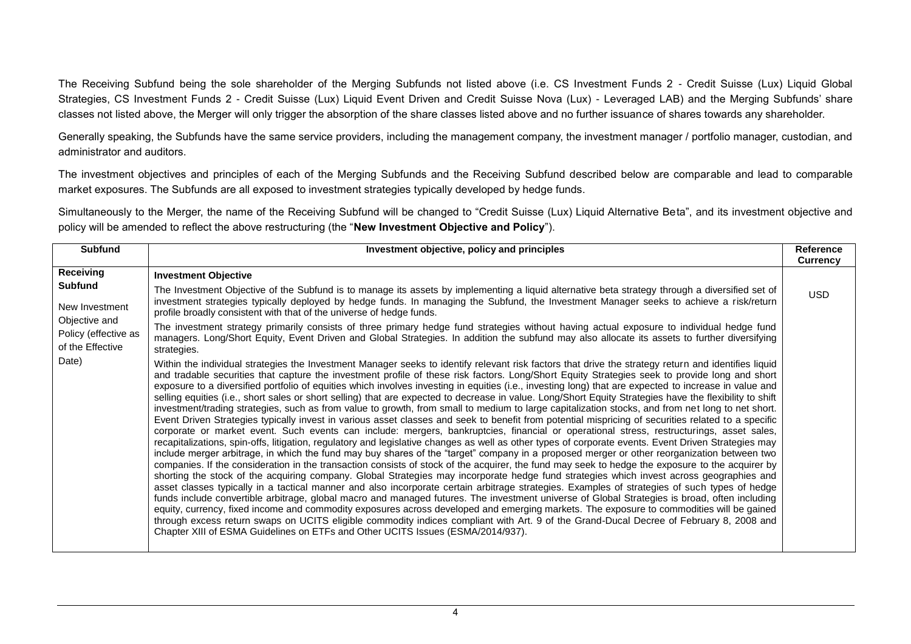The Receiving Subfund being the sole shareholder of the Merging Subfunds not listed above (i.e. CS Investment Funds 2 - Credit Suisse (Lux) Liquid Global Strategies, CS Investment Funds 2 - Credit Suisse (Lux) Liquid Event Driven and Credit Suisse Nova (Lux) - Leveraged LAB) and the Merging Subfunds' share classes not listed above, the Merger will only trigger the absorption of the share classes listed above and no further issuance of shares towards any shareholder.

Generally speaking, the Subfunds have the same service providers, including the management company, the investment manager / portfolio manager, custodian, and administrator and auditors.

The investment objectives and principles of each of the Merging Subfunds and the Receiving Subfund described below are comparable and lead to comparable market exposures. The Subfunds are all exposed to investment strategies typically developed by hedge funds.

Simultaneously to the Merger, the name of the Receiving Subfund will be changed to "Credit Suisse (Lux) Liquid Alternative Beta", and its investment objective and policy will be amended to reflect the above restructuring (the "**New Investment Objective and Policy**").

| Subfund | Investment objective, policy and principles | Reference Currency |
|---|---|---|
| **Receiving Subfund**<br><br>New Investment Objective and Policy (effective as of the Effective Date) | **Investment Objective**<br><br>The Investment Objective of the Subfund is to manage its assets by implementing a liquid alternative beta strategy through a diversified set of investment strategies typically deployed by hedge funds. In managing the Subfund, the Investment Manager seeks to achieve a risk/return profile broadly consistent with that of the universe of hedge funds.<br><br>The investment strategy primarily consists of three primary hedge fund strategies without having actual exposure to individual hedge fund managers. Long/Short Equity, Event Driven and Global Strategies. In addition the subfund may also allocate its assets to further diversifying strategies.<br><br>Within the individual strategies the Investment Manager seeks to identify relevant risk factors that drive the strategy return and identifies liquid and tradable securities that capture the investment profile of these risk factors. Long/Short Equity Strategies seek to provide long and short exposure to a diversified portfolio of equities which involves investing in equities (i.e., investing long) that are expected to increase in value and selling equities (i.e., short sales or short selling) that are expected to decrease in value. Long/Short Equity Strategies have the flexibility to shift investment/trading strategies, such as from value to growth, from small to medium to large capitalization stocks, and from net long to net short. Event Driven Strategies typically invest in various asset classes and seek to benefit from potential mispricing of securities related to a specific corporate or market event. Such events can include: mergers, bankruptcies, financial or operational stress, restructurings, asset sales, recapitalizations, spin-offs, litigation, regulatory and legislative changes as well as other types of corporate events. Event Driven Strategies may include merger arbitrage, in which the fund may buy shares of the "target" company in a proposed merger or other reorganization between two companies. If the consideration in the transaction consists of stock of the acquirer, the fund may seek to hedge the exposure to the acquirer by shorting the stock of the acquiring company. Global Strategies may incorporate hedge fund strategies which invest across geographies and asset classes typically in a tactical manner and also incorporate certain arbitrage strategies. Examples of strategies of such types of hedge funds include convertible arbitrage, global macro and managed futures. The investment universe of Global Strategies is broad, often including equity, currency, fixed income and commodity exposures across developed and emerging markets. The exposure to commodities will be gained through excess return swaps on UCITS eligible commodity indices compliant with Art. 9 of the Grand-Ducal Decree of February 8, 2008 and Chapter XIII of ESMA Guidelines on ETFs and Other UCITS Issues (ESMA/2014/937). | USD |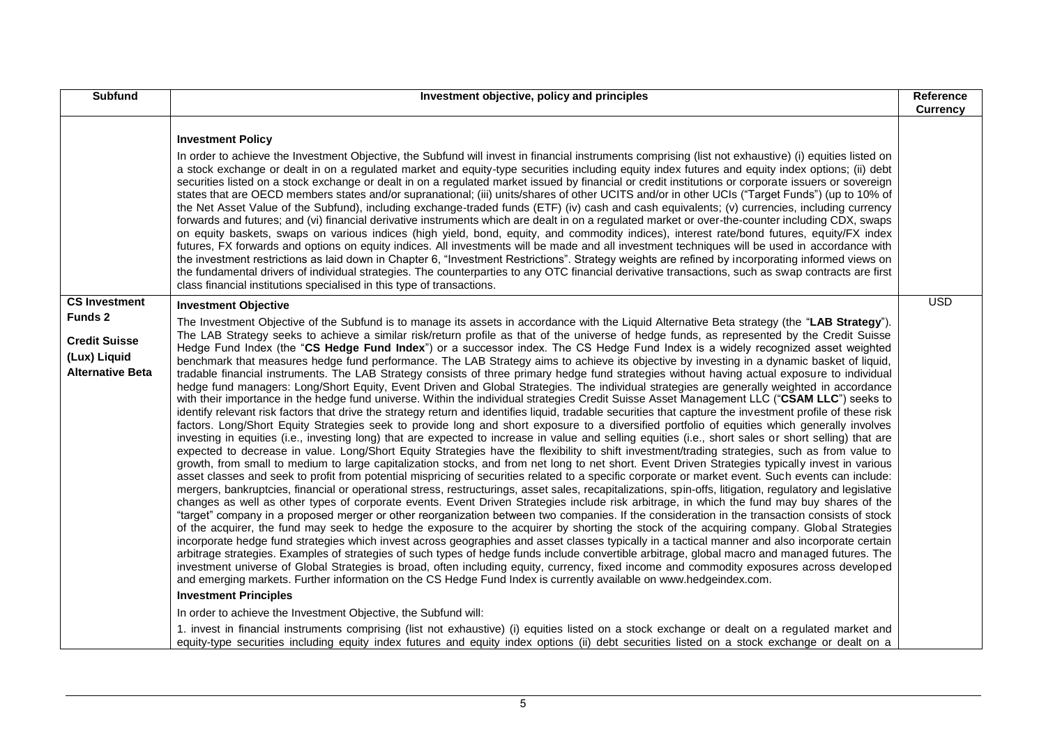| Subfund | Investment objective, policy and principles | Reference Currency |
|---|---|---|
| | **Investment Policy**<br><br>In order to achieve the Investment Objective, the Subfund will invest in financial instruments comprising (list not exhaustive) (i) equities listed on a stock exchange or dealt in on a regulated market and equity-type securities including equity index futures and equity index options; (ii) debt securities listed on a stock exchange or dealt in on a regulated market issued by financial or credit institutions or corporate issuers or sovereign states that are OECD members states and/or supranational; (iii) units/shares of other UCITS and/or in other UCIs ("Target Funds") (up to 10% of the Net Asset Value of the Subfund), including exchange-traded funds (ETF) (iv) cash and cash equivalents; (v) currencies, including currency forwards and futures; and (vi) financial derivative instruments which are dealt in on a regulated market or over-the-counter including CDX, swaps on equity baskets, swaps on various indices (high yield, bond, equity, and commodity indices), interest rate/bond futures, equity/FX index futures, FX forwards and options on equity indices. All investments will be made and all investment techniques will be used in accordance with the investment restrictions as laid down in Chapter 6, "Investment Restrictions". Strategy weights are refined by incorporating informed views on the fundamental drivers of individual strategies. The counterparties to any OTC financial derivative transactions, such as swap contracts are first class financial institutions specialised in this type of transactions. | |
| **CS Investment Funds 2**<br><br>**Credit Suisse (Lux) Liquid Alternative Beta** | **Investment Objective**<br><br>The Investment Objective of the Subfund is to manage its assets in accordance with the Liquid Alternative Beta strategy (the "**LAB Strategy**"). The LAB Strategy seeks to achieve a similar risk/return profile as that of the universe of hedge funds, as represented by the Credit Suisse Hedge Fund Index (the "**CS Hedge Fund Index**") or a successor index. The CS Hedge Fund Index is a widely recognized asset weighted benchmark that measures hedge fund performance. The LAB Strategy aims to achieve its objective by investing in a dynamic basket of liquid, tradable financial instruments. The LAB Strategy consists of three primary hedge fund strategies without having actual exposure to individual hedge fund managers: Long/Short Equity, Event Driven and Global Strategies. The individual strategies are generally weighted in accordance with their importance in the hedge fund universe. Within the individual strategies Credit Suisse Asset Management LLC ("**CSAM LLC**") seeks to identify relevant risk factors that drive the strategy return and identifies liquid, tradable securities that capture the investment profile of these risk factors. Long/Short Equity Strategies seek to provide long and short exposure to a diversified portfolio of equities which generally involves investing in equities (i.e., investing long) that are expected to increase in value and selling equities (i.e., short sales or short selling) that are expected to decrease in value. Long/Short Equity Strategies have the flexibility to shift investment/trading strategies, such as from value to growth, from small to medium to large capitalization stocks, and from net long to net short. Event Driven Strategies typically invest in various asset classes and seek to profit from potential mispricing of securities related to a specific corporate or market event. Such events can include: mergers, bankruptcies, financial or operational stress, restructurings, asset sales, recapitalizations, spin-offs, litigation, regulatory and legislative changes as well as other types of corporate events. Event Driven Strategies include risk arbitrage, in which the fund may buy shares of the "target" company in a proposed merger or other reorganization between two companies. If the consideration in the transaction consists of stock of the acquirer, the fund may seek to hedge the exposure to the acquirer by shorting the stock of the acquiring company. Global Strategies incorporate hedge fund strategies which invest across geographies and asset classes typically in a tactical manner and also incorporate certain arbitrage strategies. Examples of strategies of such types of hedge funds include convertible arbitrage, global macro and managed futures. The investment universe of Global Strategies is broad, often including equity, currency, fixed income and commodity exposures across developed and emerging markets. Further information on the CS Hedge Fund Index is currently available on www.hedgeindex.com.<br><br>**Investment Principles**<br><br>In order to achieve the Investment Objective, the Subfund will:<br><br>1. invest in financial instruments comprising (list not exhaustive) (i) equities listed on a stock exchange or dealt on a regulated market and equity-type securities including equity index futures and equity index options (ii) debt securities listed on a stock exchange or dealt on a | USD |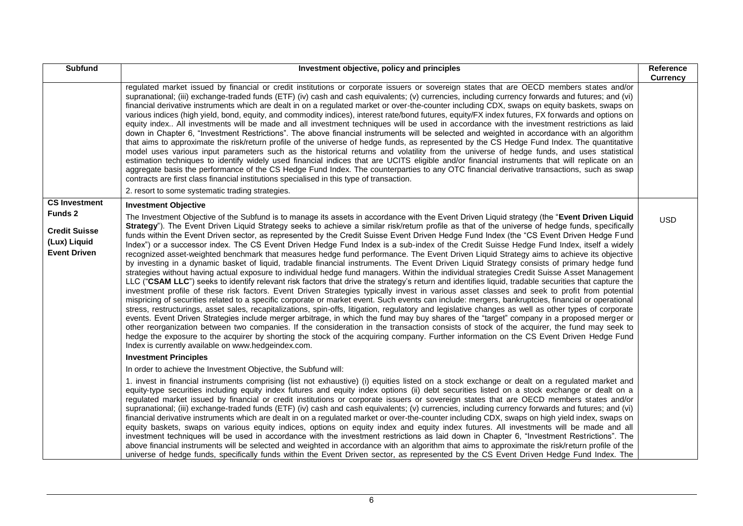| Subfund | Investment objective, policy and principles | Reference Currency |
|---|---|---|
| | regulated market issued by financial or credit institutions or corporate issuers or sovereign states that are OECD members states and/or supranational; (iii) exchange-traded funds (ETF) (iv) cash and cash equivalents; (v) currencies, including currency forwards and futures; and (vi) financial derivative instruments which are dealt in on a regulated market or over-the-counter including CDX, swaps on equity baskets, swaps on various indices (high yield, bond, equity, and commodity indices), interest rate/bond futures, equity/FX index futures, FX forwards and options on equity index.. All investments will be made and all investment techniques will be used in accordance with the investment restrictions as laid down in Chapter 6, "Investment Restrictions". The above financial instruments will be selected and weighted in accordance with an algorithm that aims to approximate the risk/return profile of the universe of hedge funds, as represented by the CS Hedge Fund Index. The quantitative model uses various input parameters such as the historical returns and volatility from the universe of hedge funds, and uses statistical estimation techniques to identify widely used financial indices that are UCITS eligible and/or financial instruments that will replicate on an aggregate basis the performance of the CS Hedge Fund Index. The counterparties to any OTC financial derivative transactions, such as swap contracts are first class financial institutions specialised in this type of transaction.<br><br>2. resort to some systematic trading strategies. | |
| **CS Investment Funds 2**<br><br>**Credit Suisse (Lux) Liquid Event Driven** | **Investment Objective**<br><br>The Investment Objective of the Subfund is to manage its assets in accordance with the Event Driven Liquid strategy (the "**Event Driven Liquid Strategy**"). The Event Driven Liquid Strategy seeks to achieve a similar risk/return profile as that of the universe of hedge funds, specifically funds within the Event Driven sector, as represented by the Credit Suisse Event Driven Hedge Fund Index (the "CS Event Driven Hedge Fund Index") or a successor index. The CS Event Driven Hedge Fund Index is a sub-index of the Credit Suisse Hedge Fund Index, itself a widely recognized asset-weighted benchmark that measures hedge fund performance. The Event Driven Liquid Strategy aims to achieve its objective by investing in a dynamic basket of liquid, tradable financial instruments. The Event Driven Liquid Strategy consists of primary hedge fund strategies without having actual exposure to individual hedge fund managers. Within the individual strategies Credit Suisse Asset Management LLC ("**CSAM LLC**") seeks to identify relevant risk factors that drive the strategy's return and identifies liquid, tradable securities that capture the investment profile of these risk factors. Event Driven Strategies typically invest in various asset classes and seek to profit from potential mispricing of securities related to a specific corporate or market event. Such events can include: mergers, bankruptcies, financial or operational stress, restructurings, asset sales, recapitalizations, spin-offs, litigation, regulatory and legislative changes as well as other types of corporate events. Event Driven Strategies include merger arbitrage, in which the fund may buy shares of the "target" company in a proposed merger or other reorganization between two companies. If the consideration in the transaction consists of stock of the acquirer, the fund may seek to hedge the exposure to the acquirer by shorting the stock of the acquiring company. Further information on the CS Event Driven Hedge Fund Index is currently available on www.hedgeindex.com.<br><br>**Investment Principles**<br><br>In order to achieve the Investment Objective, the Subfund will:<br><br>1. invest in financial instruments comprising (list not exhaustive) (i) equities listed on a stock exchange or dealt on a regulated market and equity-type securities including equity index futures and equity index options (ii) debt securities listed on a stock exchange or dealt on a regulated market issued by financial or credit institutions or corporate issuers or sovereign states that are OECD members states and/or supranational; (iii) exchange-traded funds (ETF) (iv) cash and cash equivalents; (v) currencies, including currency forwards and futures; and (vi) financial derivative instruments which are dealt in on a regulated market or over-the-counter including CDX, swaps on high yield index, swaps on equity baskets, swaps on various equity indices, options on equity index and equity index futures. All investments will be made and all investment techniques will be used in accordance with the investment restrictions as laid down in Chapter 6, "Investment Restrictions". The above financial instruments will be selected and weighted in accordance with an algorithm that aims to approximate the risk/return profile of the universe of hedge funds, specifically funds within the Event Driven sector, as represented by the CS Event Driven Hedge Fund Index. The | USD |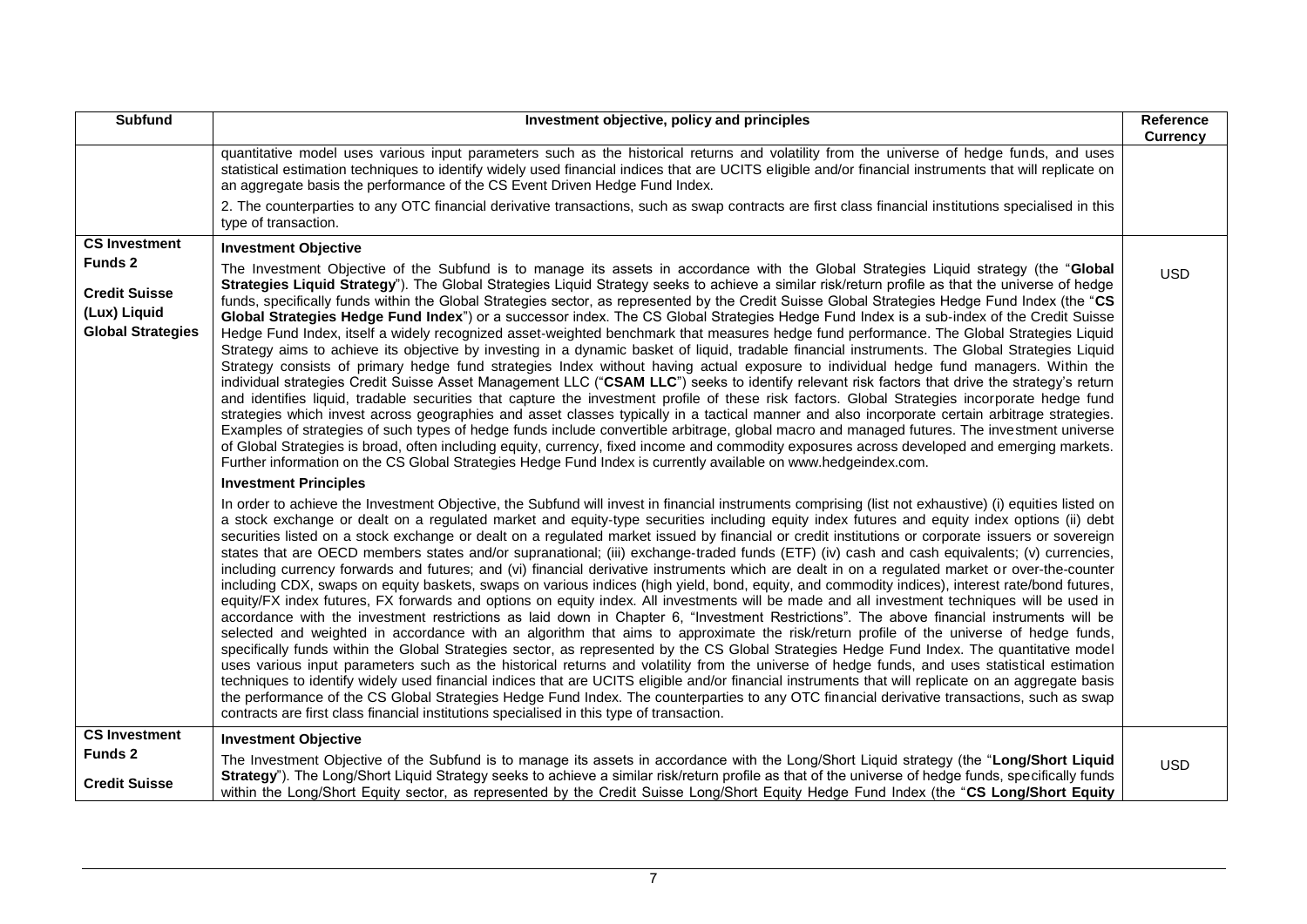| Subfund | Investment objective, policy and principles | Reference Currency |
|---|---|---|
| | quantitative model uses various input parameters such as the historical returns and volatility from the universe of hedge funds, and uses statistical estimation techniques to identify widely used financial indices that are UCITS eligible and/or financial instruments that will replicate on an aggregate basis the performance of the CS Event Driven Hedge Fund Index.<br><br>2. The counterparties to any OTC financial derivative transactions, such as swap contracts are first class financial institutions specialised in this type of transaction. | |
| **CS Investment Funds 2<br><br>Credit Suisse (Lux) Liquid Global Strategies** | **Investment Objective**<br><br>The Investment Objective of the Subfund is to manage its assets in accordance with the Global Strategies Liquid strategy (the "**Global Strategies Liquid Strategy**"). The Global Strategies Liquid Strategy seeks to achieve a similar risk/return profile as that the universe of hedge funds, specifically funds within the Global Strategies sector, as represented by the Credit Suisse Global Strategies Hedge Fund Index (the "**CS Global Strategies Hedge Fund Index**") or a successor index. The CS Global Strategies Hedge Fund Index is a sub-index of the Credit Suisse Hedge Fund Index, itself a widely recognized asset-weighted benchmark that measures hedge fund performance. The Global Strategies Liquid Strategy aims to achieve its objective by investing in a dynamic basket of liquid, tradable financial instruments. The Global Strategies Liquid Strategy consists of primary hedge fund strategies Index without having actual exposure to individual hedge fund managers. Within the individual strategies Credit Suisse Asset Management LLC ("**CSAM LLC**") seeks to identify relevant risk factors that drive the strategy's return and identifies liquid, tradable securities that capture the investment profile of these risk factors. Global Strategies incorporate hedge fund strategies which invest across geographies and asset classes typically in a tactical manner and also incorporate certain arbitrage strategies. Examples of strategies of such types of hedge funds include convertible arbitrage, global macro and managed futures. The investment universe of Global Strategies is broad, often including equity, currency, fixed income and commodity exposures across developed and emerging markets. Further information on the CS Global Strategies Hedge Fund Index is currently available on www.hedgeindex.com.<br><br>**Investment Principles**<br><br>In order to achieve the Investment Objective, the Subfund will invest in financial instruments comprising (list not exhaustive) (i) equities listed on a stock exchange or dealt on a regulated market and equity-type securities including equity index futures and equity index options (ii) debt securities listed on a stock exchange or dealt on a regulated market issued by financial or credit institutions or corporate issuers or sovereign states that are OECD members states and/or supranational; (iii) exchange-traded funds (ETF) (iv) cash and cash equivalents; (v) currencies, including currency forwards and futures; and (vi) financial derivative instruments which are dealt in on a regulated market or over-the-counter including CDX, swaps on equity baskets, swaps on various indices (high yield, bond, equity, and commodity indices), interest rate/bond futures, equity/FX index futures, FX forwards and options on equity index. All investments will be made and all investment techniques will be used in accordance with the investment restrictions as laid down in Chapter 6, "Investment Restrictions". The above financial instruments will be selected and weighted in accordance with an algorithm that aims to approximate the risk/return profile of the universe of hedge funds, specifically funds within the Global Strategies sector, as represented by the CS Global Strategies Hedge Fund Index. The quantitative model uses various input parameters such as the historical returns and volatility from the universe of hedge funds, and uses statistical estimation techniques to identify widely used financial indices that are UCITS eligible and/or financial instruments that will replicate on an aggregate basis the performance of the CS Global Strategies Hedge Fund Index. The counterparties to any OTC financial derivative transactions, such as swap contracts are first class financial institutions specialised in this type of transaction. | USD |
| **CS Investment Funds 2<br><br>Credit Suisse** | **Investment Objective**<br><br>The Investment Objective of the Subfund is to manage its assets in accordance with the Long/Short Liquid strategy (the "**Long/Short Liquid Strategy**"). The Long/Short Liquid Strategy seeks to achieve a similar risk/return profile as that of the universe of hedge funds, specifically funds within the Long/Short Equity sector, as represented by the Credit Suisse Long/Short Equity Hedge Fund Index (the "**CS Long/Short Equity** | USD |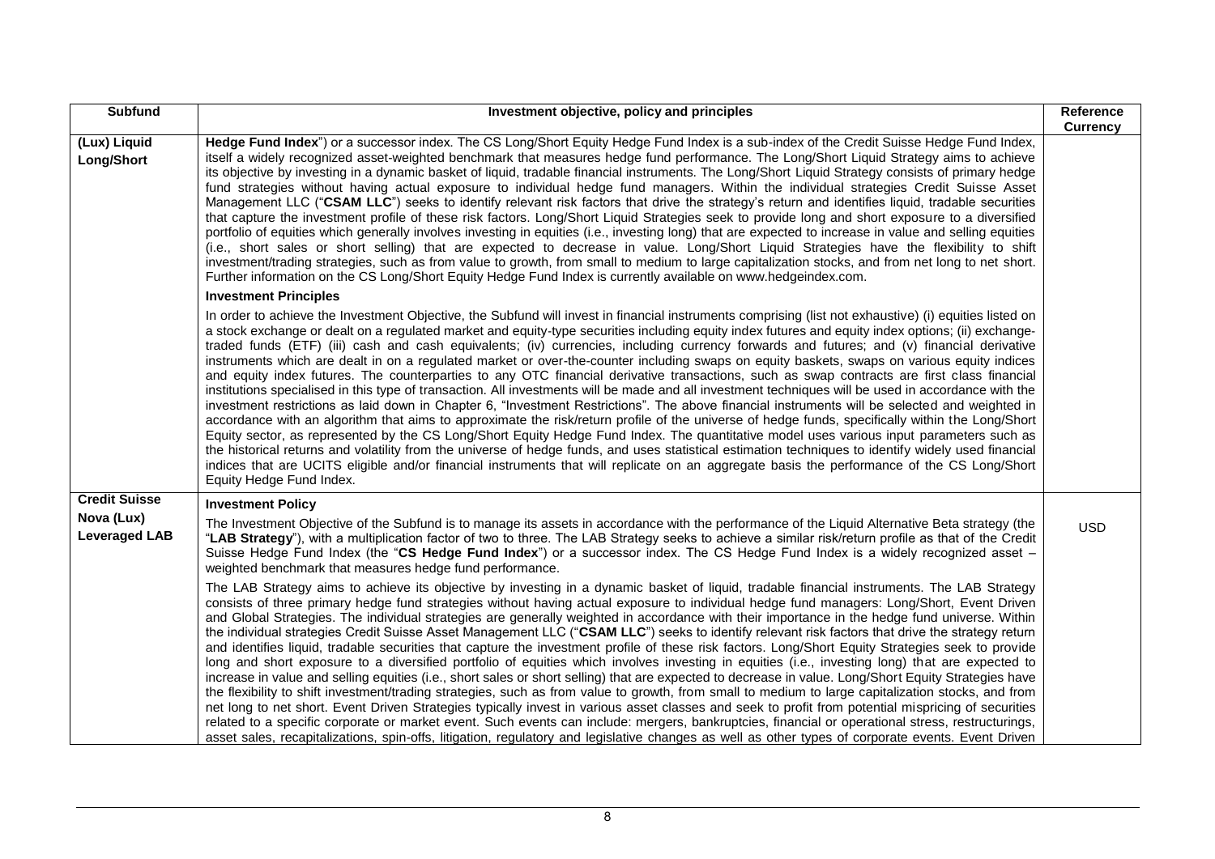| Subfund | Investment objective, policy and principles | Reference Currency |
|---|---|---|
| (Lux) Liquid Long/Short | **Hedge Fund Index**") or a successor index. The CS Long/Short Equity Hedge Fund Index is a sub-index of the Credit Suisse Hedge Fund Index, itself a widely recognized asset-weighted benchmark that measures hedge fund performance. The Long/Short Liquid Strategy aims to achieve its objective by investing in a dynamic basket of liquid, tradable financial instruments. The Long/Short Liquid Strategy consists of primary hedge fund strategies without having actual exposure to individual hedge fund managers. Within the individual strategies Credit Suisse Asset Management LLC ("**CSAM LLC**") seeks to identify relevant risk factors that drive the strategy's return and identifies liquid, tradable securities that capture the investment profile of these risk factors. Long/Short Liquid Strategies seek to provide long and short exposure to a diversified portfolio of equities which generally involves investing in equities (i.e., investing long) that are expected to increase in value and selling equities (i.e., short sales or short selling) that are expected to decrease in value. Long/Short Liquid Strategies have the flexibility to shift investment/trading strategies, such as from value to growth, from small to medium to large capitalization stocks, and from net long to net short. Further information on the CS Long/Short Equity Hedge Fund Index is currently available on www.hedgeindex.com.<br><br>**Investment Principles**<br><br>In order to achieve the Investment Objective, the Subfund will invest in financial instruments comprising (list not exhaustive) (i) equities listed on a stock exchange or dealt on a regulated market and equity-type securities including equity index futures and equity index options; (ii) exchange-traded funds (ETF) (iii) cash and cash equivalents; (iv) currencies, including currency forwards and futures; and (v) financial derivative instruments which are dealt in on a regulated market or over-the-counter including swaps on equity baskets, swaps on various equity indices and equity index futures. The counterparties to any OTC financial derivative transactions, such as swap contracts are first class financial institutions specialised in this type of transaction. All investments will be made and all investment techniques will be used in accordance with the investment restrictions as laid down in Chapter 6, "Investment Restrictions". The above financial instruments will be selected and weighted in accordance with an algorithm that aims to approximate the risk/return profile of the universe of hedge funds, specifically within the Long/Short Equity sector, as represented by the CS Long/Short Equity Hedge Fund Index. The quantitative model uses various input parameters such as the historical returns and volatility from the universe of hedge funds, and uses statistical estimation techniques to identify widely used financial indices that are UCITS eligible and/or financial instruments that will replicate on an aggregate basis the performance of the CS Long/Short Equity Hedge Fund Index. | |
| **Credit Suisse Nova (Lux) Leveraged LAB** | **Investment Policy**<br><br>The Investment Objective of the Subfund is to manage its assets in accordance with the performance of the Liquid Alternative Beta strategy (the "**LAB Strategy**"), with a multiplication factor of two to three. The LAB Strategy seeks to achieve a similar risk/return profile as that of the Credit Suisse Hedge Fund Index (the "**CS Hedge Fund Index**") or a successor index. The CS Hedge Fund Index is a widely recognized asset – weighted benchmark that measures hedge fund performance.<br><br>The LAB Strategy aims to achieve its objective by investing in a dynamic basket of liquid, tradable financial instruments. The LAB Strategy consists of three primary hedge fund strategies without having actual exposure to individual hedge fund managers: Long/Short, Event Driven and Global Strategies. The individual strategies are generally weighted in accordance with their importance in the hedge fund universe. Within the individual strategies Credit Suisse Asset Management LLC ("**CSAM LLC**") seeks to identify relevant risk factors that drive the strategy return and identifies liquid, tradable securities that capture the investment profile of these risk factors. Long/Short Equity Strategies seek to provide long and short exposure to a diversified portfolio of equities which involves investing in equities (i.e., investing long) that are expected to increase in value and selling equities (i.e., short sales or short selling) that are expected to decrease in value. Long/Short Equity Strategies have the flexibility to shift investment/trading strategies, such as from value to growth, from small to medium to large capitalization stocks, and from net long to net short. Event Driven Strategies typically invest in various asset classes and seek to profit from potential mispricing of securities related to a specific corporate or market event. Such events can include: mergers, bankruptcies, financial or operational stress, restructurings, asset sales, recapitalizations, spin-offs, litigation, regulatory and legislative changes as well as other types of corporate events. Event Driven | USD |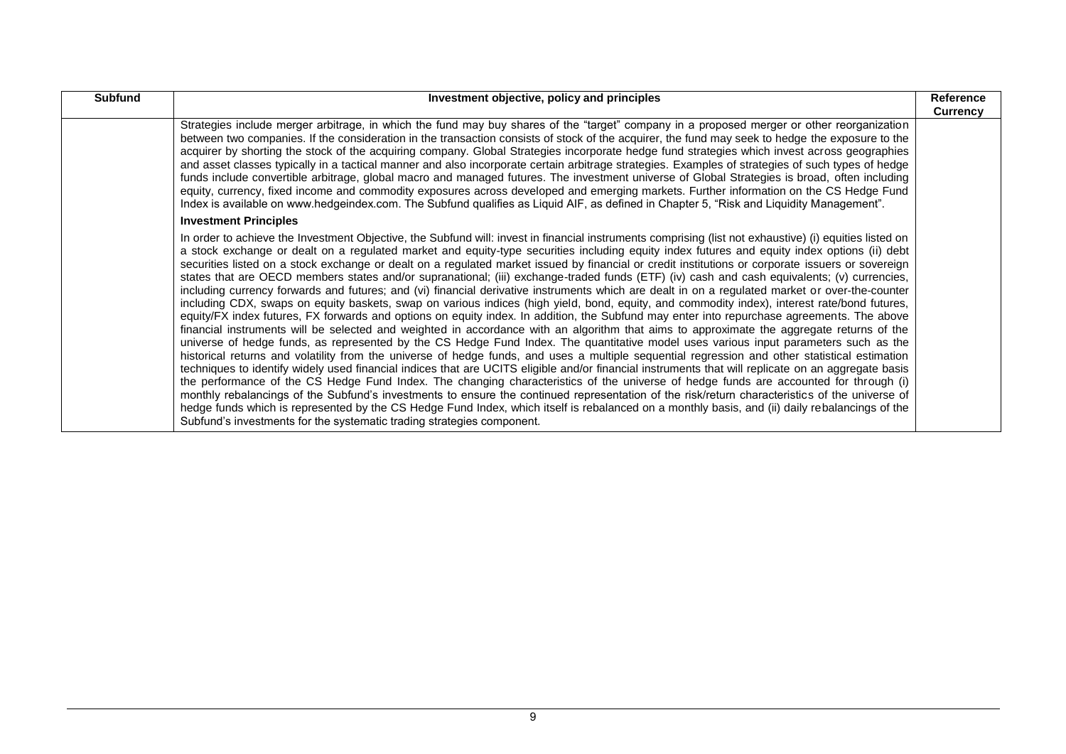| Subfund | Investment objective, policy and principles | Reference Currency |
|---|---|---|
| | Strategies include merger arbitrage, in which the fund may buy shares of the "target" company in a proposed merger or other reorganization between two companies. If the consideration in the transaction consists of stock of the acquirer, the fund may seek to hedge the exposure to the acquirer by shorting the stock of the acquiring company. Global Strategies incorporate hedge fund strategies which invest across geographies and asset classes typically in a tactical manner and also incorporate certain arbitrage strategies. Examples of strategies of such types of hedge funds include convertible arbitrage, global macro and managed futures. The investment universe of Global Strategies is broad, often including equity, currency, fixed income and commodity exposures across developed and emerging markets. Further information on the CS Hedge Fund Index is available on www.hedgeindex.com. The Subfund qualifies as Liquid AIF, as defined in Chapter 5, "Risk and Liquidity Management".<br><br>**Investment Principles**<br><br>In order to achieve the Investment Objective, the Subfund will: invest in financial instruments comprising (list not exhaustive) (i) equities listed on a stock exchange or dealt on a regulated market and equity-type securities including equity index futures and equity index options (ii) debt securities listed on a stock exchange or dealt on a regulated market issued by financial or credit institutions or corporate issuers or sovereign states that are OECD members states and/or supranational; (iii) exchange-traded funds (ETF) (iv) cash and cash equivalents; (v) currencies, including currency forwards and futures; and (vi) financial derivative instruments which are dealt in on a regulated market or over-the-counter including CDX, swaps on equity baskets, swap on various indices (high yield, bond, equity, and commodity index), interest rate/bond futures, equity/FX index futures, FX forwards and options on equity index. In addition, the Subfund may enter into repurchase agreements. The above financial instruments will be selected and weighted in accordance with an algorithm that aims to approximate the aggregate returns of the universe of hedge funds, as represented by the CS Hedge Fund Index. The quantitative model uses various input parameters such as the historical returns and volatility from the universe of hedge funds, and uses a multiple sequential regression and other statistical estimation techniques to identify widely used financial indices that are UCITS eligible and/or financial instruments that will replicate on an aggregate basis the performance of the CS Hedge Fund Index. The changing characteristics of the universe of hedge funds are accounted for through (i) monthly rebalancings of the Subfund's investments to ensure the continued representation of the risk/return characteristics of the universe of hedge funds which is represented by the CS Hedge Fund Index, which itself is rebalanced on a monthly basis, and (ii) daily rebalancings of the Subfund's investments for the systematic trading strategies component. | |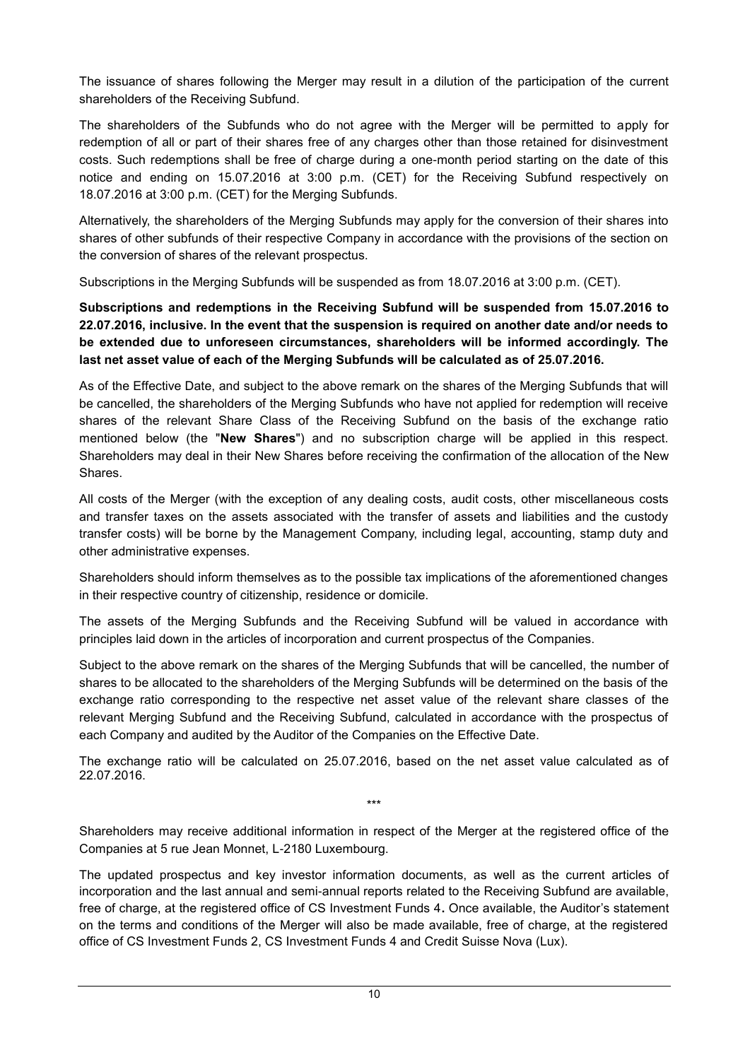The issuance of shares following the Merger may result in a dilution of the participation of the current shareholders of the Receiving Subfund.

The shareholders of the Subfunds who do not agree with the Merger will be permitted to apply for redemption of all or part of their shares free of any charges other than those retained for disinvestment costs. Such redemptions shall be free of charge during a one-month period starting on the date of this notice and ending on 15.07.2016 at 3:00 p.m. (CET) for the Receiving Subfund respectively on 18.07.2016 at 3:00 p.m. (CET) for the Merging Subfunds.

Alternatively, the shareholders of the Merging Subfunds may apply for the conversion of their shares into shares of other subfunds of their respective Company in accordance with the provisions of the section on the conversion of shares of the relevant prospectus.

Subscriptions in the Merging Subfunds will be suspended as from 18.07.2016 at 3:00 p.m. (CET).

**Subscriptions and redemptions in the Receiving Subfund will be suspended from 15.07.2016 to 22.07.2016, inclusive. In the event that the suspension is required on another date and/or needs to be extended due to unforeseen circumstances, shareholders will be informed accordingly. The last net asset value of each of the Merging Subfunds will be calculated as of 25.07.2016.**

As of the Effective Date, and subject to the above remark on the shares of the Merging Subfunds that will be cancelled, the shareholders of the Merging Subfunds who have not applied for redemption will receive shares of the relevant Share Class of the Receiving Subfund on the basis of the exchange ratio mentioned below (the "**New Shares**") and no subscription charge will be applied in this respect. Shareholders may deal in their New Shares before receiving the confirmation of the allocation of the New Shares.

All costs of the Merger (with the exception of any dealing costs, audit costs, other miscellaneous costs and transfer taxes on the assets associated with the transfer of assets and liabilities and the custody transfer costs) will be borne by the Management Company, including legal, accounting, stamp duty and other administrative expenses.

Shareholders should inform themselves as to the possible tax implications of the aforementioned changes in their respective country of citizenship, residence or domicile.

The assets of the Merging Subfunds and the Receiving Subfund will be valued in accordance with principles laid down in the articles of incorporation and current prospectus of the Companies.

Subject to the above remark on the shares of the Merging Subfunds that will be cancelled, the number of shares to be allocated to the shareholders of the Merging Subfunds will be determined on the basis of the exchange ratio corresponding to the respective net asset value of the relevant share classes of the relevant Merging Subfund and the Receiving Subfund, calculated in accordance with the prospectus of each Company and audited by the Auditor of the Companies on the Effective Date.

The exchange ratio will be calculated on 25.07.2016, based on the net asset value calculated as of 22.07.2016.

\*\*\*

Shareholders may receive additional information in respect of the Merger at the registered office of the Companies at 5 rue Jean Monnet, L-2180 Luxembourg.

The updated prospectus and key investor information documents, as well as the current articles of incorporation and the last annual and semi-annual reports related to the Receiving Subfund are available, free of charge, at the registered office of CS Investment Funds 4. Once available, the Auditor's statement on the terms and conditions of the Merger will also be made available, free of charge, at the registered office of CS Investment Funds 2, CS Investment Funds 4 and Credit Suisse Nova (Lux).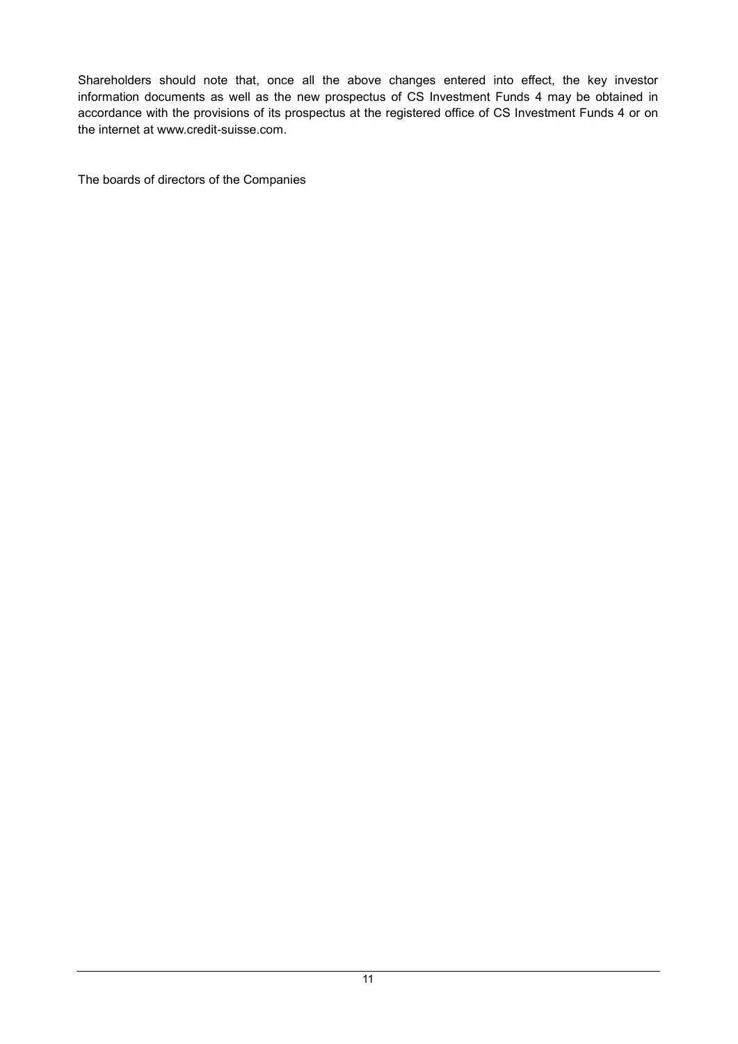Shareholders should note that, once all the above changes entered into effect, the key investor information documents as well as the new prospectus of CS Investment Funds 4 may be obtained in accordance with the provisions of its prospectus at the registered office of CS Investment Funds 4 or on the internet at www.credit-suisse.com.

The boards of directors of the Companies